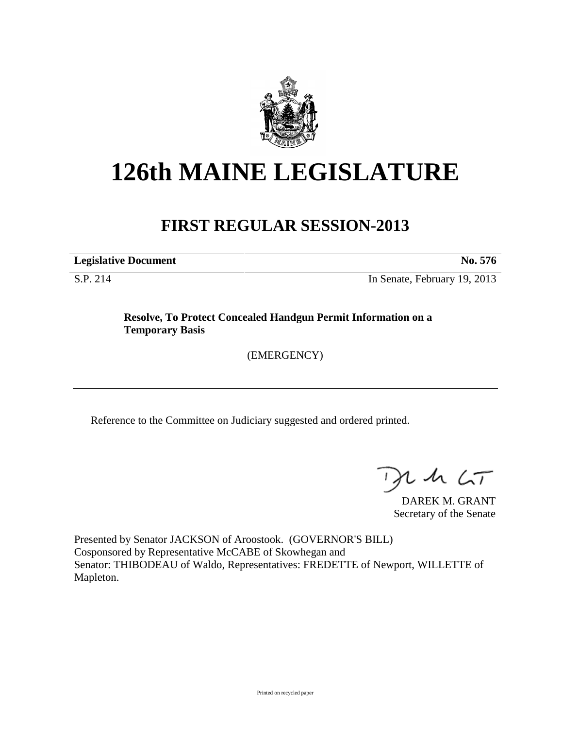# 126th MAINE LEGISLATURE

## FIRST REGULAR SESSION-2013

| **Legislative Document** | **No. 576** |
|---|---|
| S.P. 214 | In Senate, February 19, 2013 |

**Resolve, To Protect Concealed Handgun Permit Information on a Temporary Basis**

(EMERGENCY)

Reference to the Committee on Judiciary suggested and ordered printed.

DAREK M. GRANT
Secretary of the Senate

Presented by Senator JACKSON of Aroostook. (GOVERNOR'S BILL)
Cosponsored by Representative McCABE of Skowhegan and
Senator: THIBODEAU of Waldo, Representatives: FREDETTE of Newport, WILLETTE of Mapleton.

Printed on recycled paper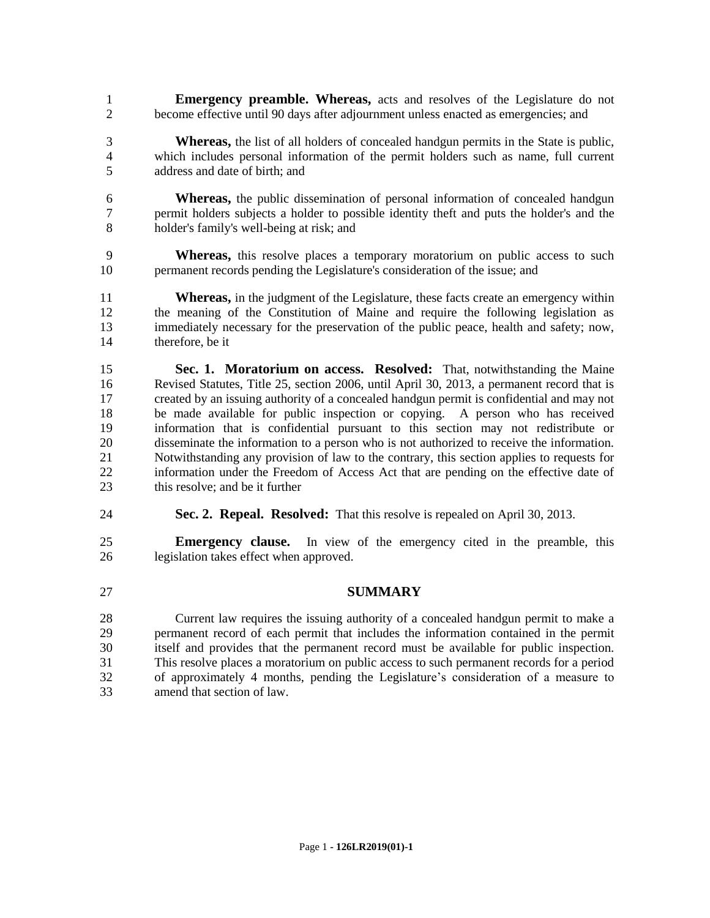**Emergency preamble. Whereas,** acts and resolves of the Legislature do not become effective until 90 days after adjournment unless enacted as emergencies; and

**Whereas,** the list of all holders of concealed handgun permits in the State is public, which includes personal information of the permit holders such as name, full current address and date of birth; and

**Whereas,** the public dissemination of personal information of concealed handgun permit holders subjects a holder to possible identity theft and puts the holder's and the holder's family's well-being at risk; and

**Whereas,** this resolve places a temporary moratorium on public access to such permanent records pending the Legislature's consideration of the issue; and

**Whereas,** in the judgment of the Legislature, these facts create an emergency within the meaning of the Constitution of Maine and require the following legislation as immediately necessary for the preservation of the public peace, health and safety; now, therefore, be it

**Sec. 1. Moratorium on access. Resolved:** That, notwithstanding the Maine Revised Statutes, Title 25, section 2006, until April 30, 2013, a permanent record that is created by an issuing authority of a concealed handgun permit is confidential and may not be made available for public inspection or copying. A person who has received information that is confidential pursuant to this section may not redistribute or disseminate the information to a person who is not authorized to receive the information. Notwithstanding any provision of law to the contrary, this section applies to requests for information under the Freedom of Access Act that are pending on the effective date of this resolve; and be it further

**Sec. 2. Repeal. Resolved:** That this resolve is repealed on April 30, 2013.

**Emergency clause.** In view of the emergency cited in the preamble, this legislation takes effect when approved.

## SUMMARY

Current law requires the issuing authority of a concealed handgun permit to make a permanent record of each permit that includes the information contained in the permit itself and provides that the permanent record must be available for public inspection. This resolve places a moratorium on public access to such permanent records for a period of approximately 4 months, pending the Legislature's consideration of a measure to amend that section of law.